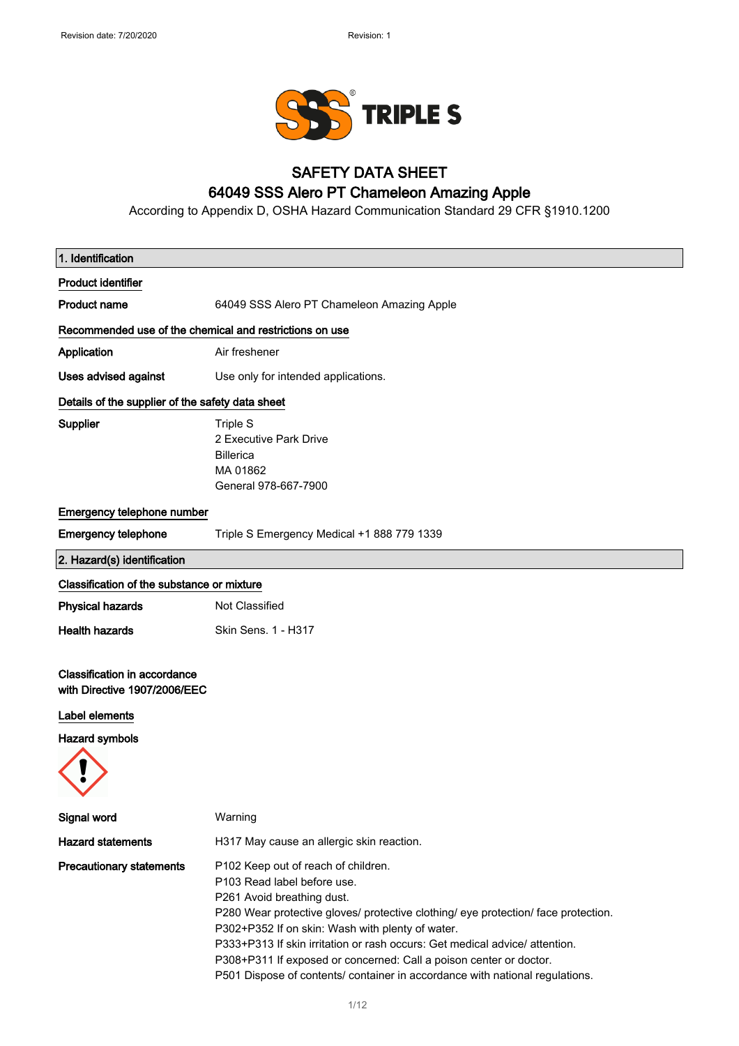# SAFETY DATA SHEET

## 64049 SSS Alero PT Chameleon Amazing Apple

According to Appendix D, OSHA Hazard Communication Standard 29 CFR §1910.1200

## 1. Identification

**Product identifier**

**Product name** 64049 SSS Alero PT Chameleon Amazing Apple

**Recommended use of the chemical and restrictions on use**

**Application** Air freshener

**Uses advised against** Use only for intended applications.

**Details of the supplier of the safety data sheet**

**Supplier** Triple S
2 Executive Park Drive
Billerica
MA 01862
General 978-667-7900

**Emergency telephone number**

**Emergency telephone** Triple S Emergency Medical +1 888 779 1339

## 2. Hazard(s) identification

**Classification of the substance or mixture**

**Physical hazards** Not Classified

**Health hazards** Skin Sens. 1 - H317

**Classification in accordance with Directive 1907/2006/EEC**

**Label elements**

**Hazard symbols**

**Signal word** Warning

**Hazard statements** H317 May cause an allergic skin reaction.

**Precautionary statements**
P102 Keep out of reach of children.
P103 Read label before use.
P261 Avoid breathing dust.
P280 Wear protective gloves/ protective clothing/ eye protection/ face protection.
P302+P352 If on skin: Wash with plenty of water.
P333+P313 If skin irritation or rash occurs: Get medical advice/ attention.
P308+P311 If exposed or concerned: Call a poison center or doctor.
P501 Dispose of contents/ container in accordance with national regulations.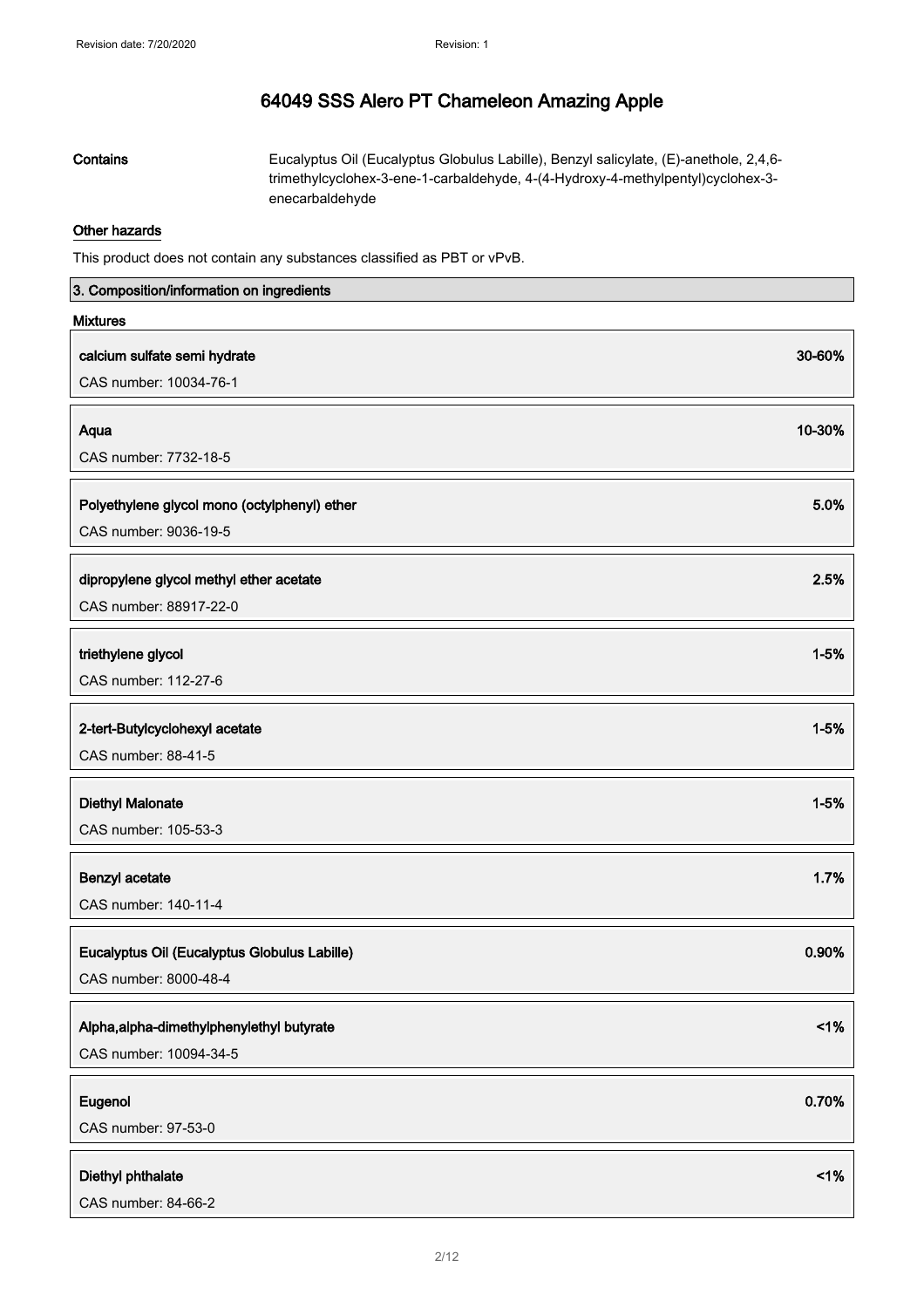# 64049 SSS Alero PT Chameleon Amazing Apple

**Contains** Eucalyptus Oil (Eucalyptus Globulus Labille), Benzyl salicylate, (E)-anethole, 2,4,6-trimethylcyclohex-3-ene-1-carbaldehyde, 4-(4-Hydroxy-4-methylpentyl)cyclohex-3-enecarbaldehyde

**Other hazards**

This product does not contain any substances classified as PBT or vPvB.

## 3. Composition/information on ingredients

**Mixtures**

| Ingredient | Concentration |
|---|---|
| **calcium sulfate semi hydrate**<br>CAS number: 10034-76-1 | 30-60% |
| **Aqua**<br>CAS number: 7732-18-5 | 10-30% |
| **Polyethylene glycol mono (octylphenyl) ether**<br>CAS number: 9036-19-5 | 5.0% |
| **dipropylene glycol methyl ether acetate**<br>CAS number: 88917-22-0 | 2.5% |
| **triethylene glycol**<br>CAS number: 112-27-6 | 1-5% |
| **2-tert-Butylcyclohexyl acetate**<br>CAS number: 88-41-5 | 1-5% |
| **Diethyl Malonate**<br>CAS number: 105-53-3 | 1-5% |
| **Benzyl acetate**<br>CAS number: 140-11-4 | 1.7% |
| **Eucalyptus Oil (Eucalyptus Globulus Labille)**<br>CAS number: 8000-48-4 | 0.90% |
| **Alpha,alpha-dimethylphenylethyl butyrate**<br>CAS number: 10094-34-5 | <1% |
| **Eugenol**<br>CAS number: 97-53-0 | 0.70% |
| **Diethyl phthalate**<br>CAS number: 84-66-2 | <1% |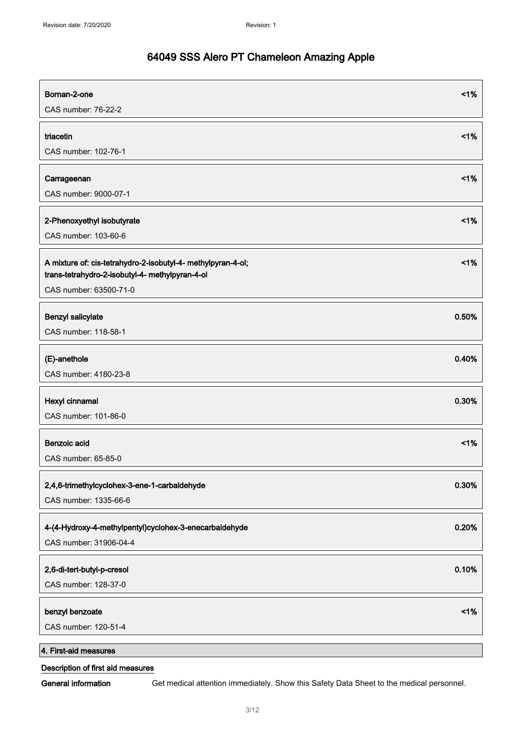**Bornan-2-one** <1%

CAS number: 76-22-2

**triacetin** <1%

CAS number: 102-76-1

**Carrageenan** <1%

CAS number: 9000-07-1

**2-Phenoxyethyl isobutyrate** <1%

CAS number: 103-60-6

**A mixture of: cis-tetrahydro-2-isobutyl-4- methylpyran-4-ol; trans-tetrahydro-2-isobutyl-4- methylpyran-4-ol** <1%

CAS number: 63500-71-0

**Benzyl salicylate** 0.50%

CAS number: 118-58-1

**(E)-anethole** 0.40%

CAS number: 4180-23-8

**Hexyl cinnamal** 0.30%

CAS number: 101-86-0

**Benzoic acid** <1%

CAS number: 65-85-0

**2,4,6-trimethylcyclohex-3-ene-1-carbaldehyde** 0.30%

CAS number: 1335-66-6

**4-(4-Hydroxy-4-methylpentyl)cyclohex-3-enecarbaldehyde** 0.20%

CAS number: 31906-04-4

**2,6-di-tert-butyl-p-cresol** 0.10%

CAS number: 128-37-0

**benzyl benzoate** <1%

CAS number: 120-51-4

## 4. First-aid measures

### Description of first aid measures

**General information** Get medical attention immediately. Show this Safety Data Sheet to the medical personnel.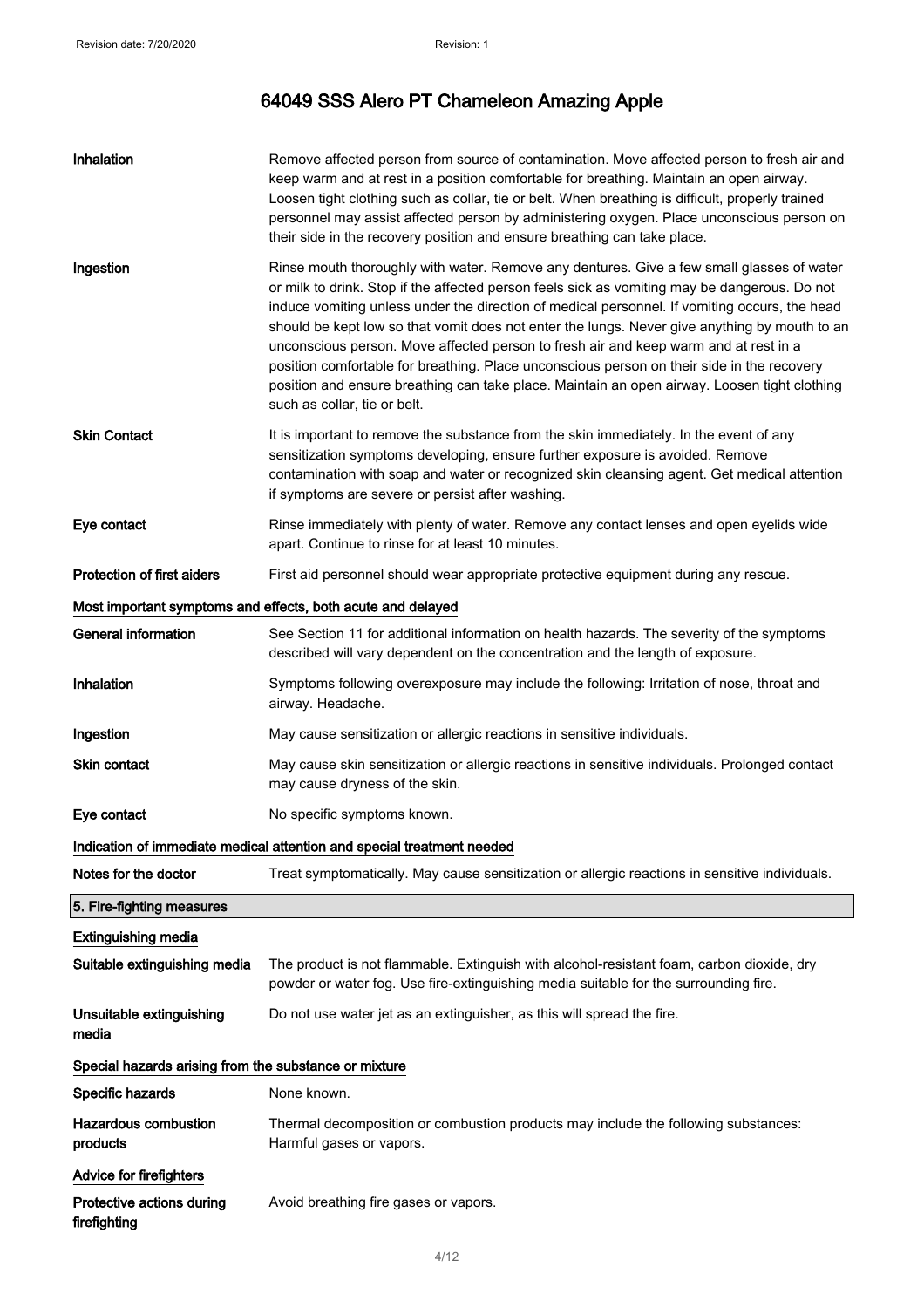# 64049 SSS Alero PT Chameleon Amazing Apple

| | |
|---|---|
| **Inhalation** | Remove affected person from source of contamination. Move affected person to fresh air and keep warm and at rest in a position comfortable for breathing. Maintain an open airway. Loosen tight clothing such as collar, tie or belt. When breathing is difficult, properly trained personnel may assist affected person by administering oxygen. Place unconscious person on their side in the recovery position and ensure breathing can take place. |
| **Ingestion** | Rinse mouth thoroughly with water. Remove any dentures. Give a few small glasses of water or milk to drink. Stop if the affected person feels sick as vomiting may be dangerous. Do not induce vomiting unless under the direction of medical personnel. If vomiting occurs, the head should be kept low so that vomit does not enter the lungs. Never give anything by mouth to an unconscious person. Move affected person to fresh air and keep warm and at rest in a position comfortable for breathing. Place unconscious person on their side in the recovery position and ensure breathing can take place. Maintain an open airway. Loosen tight clothing such as collar, tie or belt. |
| **Skin Contact** | It is important to remove the substance from the skin immediately. In the event of any sensitization symptoms developing, ensure further exposure is avoided. Remove contamination with soap and water or recognized skin cleansing agent. Get medical attention if symptoms are severe or persist after washing. |
| **Eye contact** | Rinse immediately with plenty of water. Remove any contact lenses and open eyelids wide apart. Continue to rinse for at least 10 minutes. |
| **Protection of first aiders** | First aid personnel should wear appropriate protective equipment during any rescue. |

**Most important symptoms and effects, both acute and delayed**

| | |
|---|---|
| **General information** | See Section 11 for additional information on health hazards. The severity of the symptoms described will vary dependent on the concentration and the length of exposure. |
| **Inhalation** | Symptoms following overexposure may include the following: Irritation of nose, throat and airway. Headache. |
| **Ingestion** | May cause sensitization or allergic reactions in sensitive individuals. |
| **Skin contact** | May cause skin sensitization or allergic reactions in sensitive individuals. Prolonged contact may cause dryness of the skin. |
| **Eye contact** | No specific symptoms known. |

**Indication of immediate medical attention and special treatment needed**

| | |
|---|---|
| **Notes for the doctor** | Treat symptomatically. May cause sensitization or allergic reactions in sensitive individuals. |

## 5. Fire-fighting measures

**Extinguishing media**

| | |
|---|---|
| **Suitable extinguishing media** | The product is not flammable. Extinguish with alcohol-resistant foam, carbon dioxide, dry powder or water fog. Use fire-extinguishing media suitable for the surrounding fire. |
| **Unsuitable extinguishing media** | Do not use water jet as an extinguisher, as this will spread the fire. |

**Special hazards arising from the substance or mixture**

| | |
|---|---|
| **Specific hazards** | None known. |
| **Hazardous combustion products** | Thermal decomposition or combustion products may include the following substances: Harmful gases or vapors. |

**Advice for firefighters**

| | |
|---|---|
| **Protective actions during firefighting** | Avoid breathing fire gases or vapors. |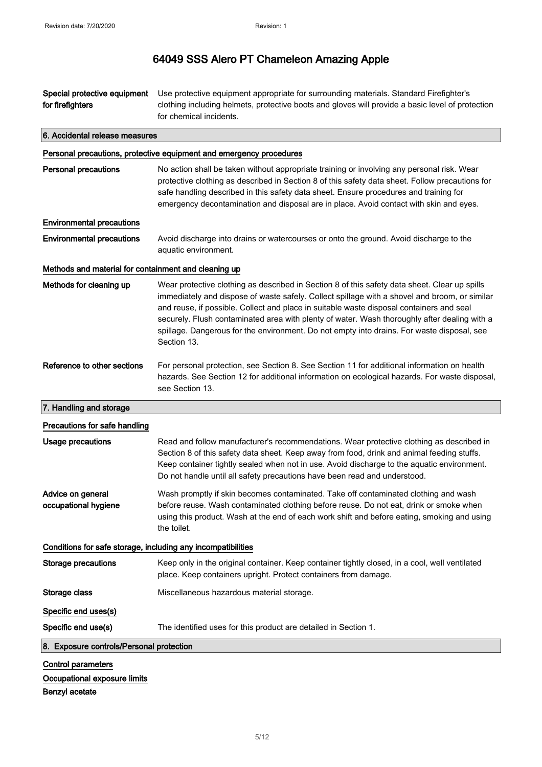| | |
|---|---|
| **Special protective equipment for firefighters** | Use protective equipment appropriate for surrounding materials. Standard Firefighter's clothing including helmets, protective boots and gloves will provide a basic level of protection for chemical incidents. |

## 6. Accidental release measures

### Personal precautions, protective equipment and emergency procedures

| | |
|---|---|
| **Personal precautions** | No action shall be taken without appropriate training or involving any personal risk. Wear protective clothing as described in Section 8 of this safety data sheet. Follow precautions for safe handling described in this safety data sheet. Ensure procedures and training for emergency decontamination and disposal are in place. Avoid contact with skin and eyes. |

### Environmental precautions

| | |
|---|---|
| **Environmental precautions** | Avoid discharge into drains or watercourses or onto the ground. Avoid discharge to the aquatic environment. |

### Methods and material for containment and cleaning up

| | |
|---|---|
| **Methods for cleaning up** | Wear protective clothing as described in Section 8 of this safety data sheet. Clear up spills immediately and dispose of waste safely. Collect spillage with a shovel and broom, or similar and reuse, if possible. Collect and place in suitable waste disposal containers and seal securely. Flush contaminated area with plenty of water. Wash thoroughly after dealing with a spillage. Dangerous for the environment. Do not empty into drains. For waste disposal, see Section 13. |
| **Reference to other sections** | For personal protection, see Section 8. See Section 11 for additional information on health hazards. See Section 12 for additional information on ecological hazards. For waste disposal, see Section 13. |

## 7. Handling and storage

### Precautions for safe handling

| | |
|---|---|
| **Usage precautions** | Read and follow manufacturer's recommendations. Wear protective clothing as described in Section 8 of this safety data sheet. Keep away from food, drink and animal feeding stuffs. Keep container tightly sealed when not in use. Avoid discharge to the aquatic environment. Do not handle until all safety precautions have been read and understood. |
| **Advice on general occupational hygiene** | Wash promptly if skin becomes contaminated. Take off contaminated clothing and wash before reuse. Wash contaminated clothing before reuse. Do not eat, drink or smoke when using this product. Wash at the end of each work shift and before eating, smoking and using the toilet. |

### Conditions for safe storage, including any incompatibilities

| | |
|---|---|
| **Storage precautions** | Keep only in the original container. Keep container tightly closed, in a cool, well ventilated place. Keep containers upright. Protect containers from damage. |
| **Storage class** | Miscellaneous hazardous material storage. |

### Specific end uses(s)

| | |
|---|---|
| **Specific end use(s)** | The identified uses for this product are detailed in Section 1. |

## 8. Exposure controls/Personal protection

### Control parameters

### Occupational exposure limits

**Benzyl acetate**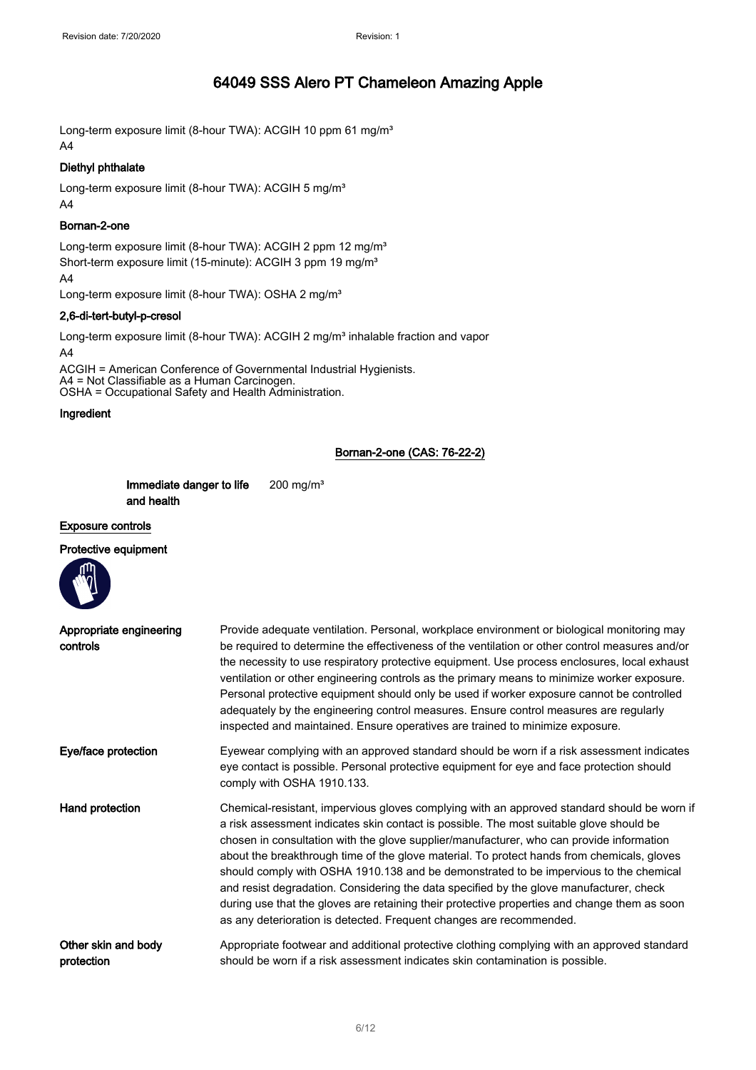# 64049 SSS Alero PT Chameleon Amazing Apple

Long-term exposure limit (8-hour TWA): ACGIH 10 ppm 61 mg/m³
A4

### Diethyl phthalate

Long-term exposure limit (8-hour TWA): ACGIH 5 mg/m³
A4

### Bornan-2-one

Long-term exposure limit (8-hour TWA): ACGIH 2 ppm 12 mg/m³
Short-term exposure limit (15-minute): ACGIH 3 ppm 19 mg/m³
A4
Long-term exposure limit (8-hour TWA): OSHA 2 mg/m³

### 2,6-di-tert-butyl-p-cresol

Long-term exposure limit (8-hour TWA): ACGIH 2 mg/m³ inhalable fraction and vapor
A4

ACGIH = American Conference of Governmental Industrial Hygienists.
A4 = Not Classifiable as a Human Carcinogen.
OSHA = Occupational Safety and Health Administration.

**Ingredient**

**Bornan-2-one (CAS: 76-22-2)**

| | |
|---|---|
| **Immediate danger to life and health** | 200 mg/m³ |

## Exposure controls

### Protective equipment

| | |
|---|---|
| **Appropriate engineering controls** | Provide adequate ventilation. Personal, workplace environment or biological monitoring may be required to determine the effectiveness of the ventilation or other control measures and/or the necessity to use respiratory protective equipment. Use process enclosures, local exhaust ventilation or other engineering controls as the primary means to minimize worker exposure. Personal protective equipment should only be used if worker exposure cannot be controlled adequately by the engineering control measures. Ensure control measures are regularly inspected and maintained. Ensure operatives are trained to minimize exposure. |
| **Eye/face protection** | Eyewear complying with an approved standard should be worn if a risk assessment indicates eye contact is possible. Personal protective equipment for eye and face protection should comply with OSHA 1910.133. |
| **Hand protection** | Chemical-resistant, impervious gloves complying with an approved standard should be worn if a risk assessment indicates skin contact is possible. The most suitable glove should be chosen in consultation with the glove supplier/manufacturer, who can provide information about the breakthrough time of the glove material. To protect hands from chemicals, gloves should comply with OSHA 1910.138 and be demonstrated to be impervious to the chemical and resist degradation. Considering the data specified by the glove manufacturer, check during use that the gloves are retaining their protective properties and change them as soon as any deterioration is detected. Frequent changes are recommended. |
| **Other skin and body protection** | Appropriate footwear and additional protective clothing complying with an approved standard should be worn if a risk assessment indicates skin contamination is possible. |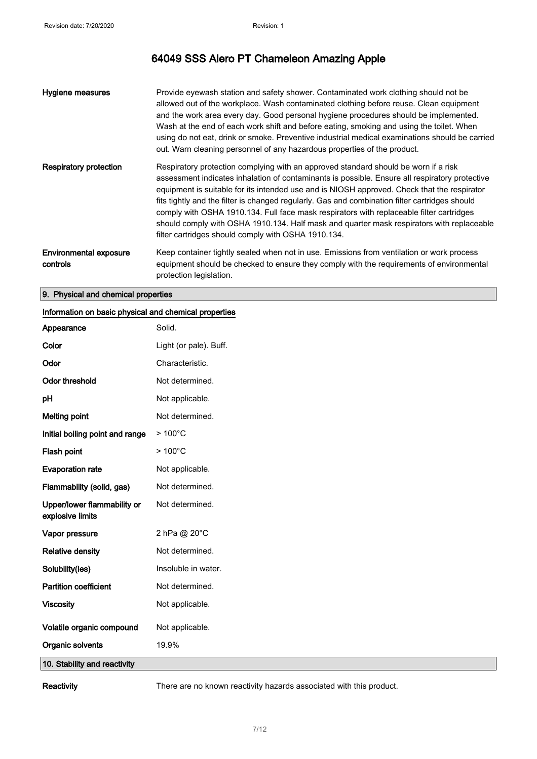| | |
|---|---|
| **Hygiene measures** | Provide eyewash station and safety shower. Contaminated work clothing should not be allowed out of the workplace. Wash contaminated clothing before reuse. Clean equipment and the work area every day. Good personal hygiene procedures should be implemented. Wash at the end of each work shift and before eating, smoking and using the toilet. When using do not eat, drink or smoke. Preventive industrial medical examinations should be carried out. Warn cleaning personnel of any hazardous properties of the product. |
| **Respiratory protection** | Respiratory protection complying with an approved standard should be worn if a risk assessment indicates inhalation of contaminants is possible. Ensure all respiratory protective equipment is suitable for its intended use and is NIOSH approved. Check that the respirator fits tightly and the filter is changed regularly. Gas and combination filter cartridges should comply with OSHA 1910.134. Full face mask respirators with replaceable filter cartridges should comply with OSHA 1910.134. Half mask and quarter mask respirators with replaceable filter cartridges should comply with OSHA 1910.134. |
| **Environmental exposure controls** | Keep container tightly sealed when not in use. Emissions from ventilation or work process equipment should be checked to ensure they comply with the requirements of environmental protection legislation. |

## 9. Physical and chemical properties

### Information on basic physical and chemical properties

| | |
|---|---|
| **Appearance** | Solid. |
| **Color** | Light (or pale). Buff. |
| **Odor** | Characteristic. |
| **Odor threshold** | Not determined. |
| **pH** | Not applicable. |
| **Melting point** | Not determined. |
| **Initial boiling point and range** | > 100°C |
| **Flash point** | > 100°C |
| **Evaporation rate** | Not applicable. |
| **Flammability (solid, gas)** | Not determined. |
| **Upper/lower flammability or explosive limits** | Not determined. |
| **Vapor pressure** | 2 hPa @ 20°C |
| **Relative density** | Not determined. |
| **Solubility(ies)** | Insoluble in water. |
| **Partition coefficient** | Not determined. |
| **Viscosity** | Not applicable. |
| **Volatile organic compound** | Not applicable. |
| **Organic solvents** | 19.9% |

## 10. Stability and reactivity

| | |
|---|---|
| **Reactivity** | There are no known reactivity hazards associated with this product. |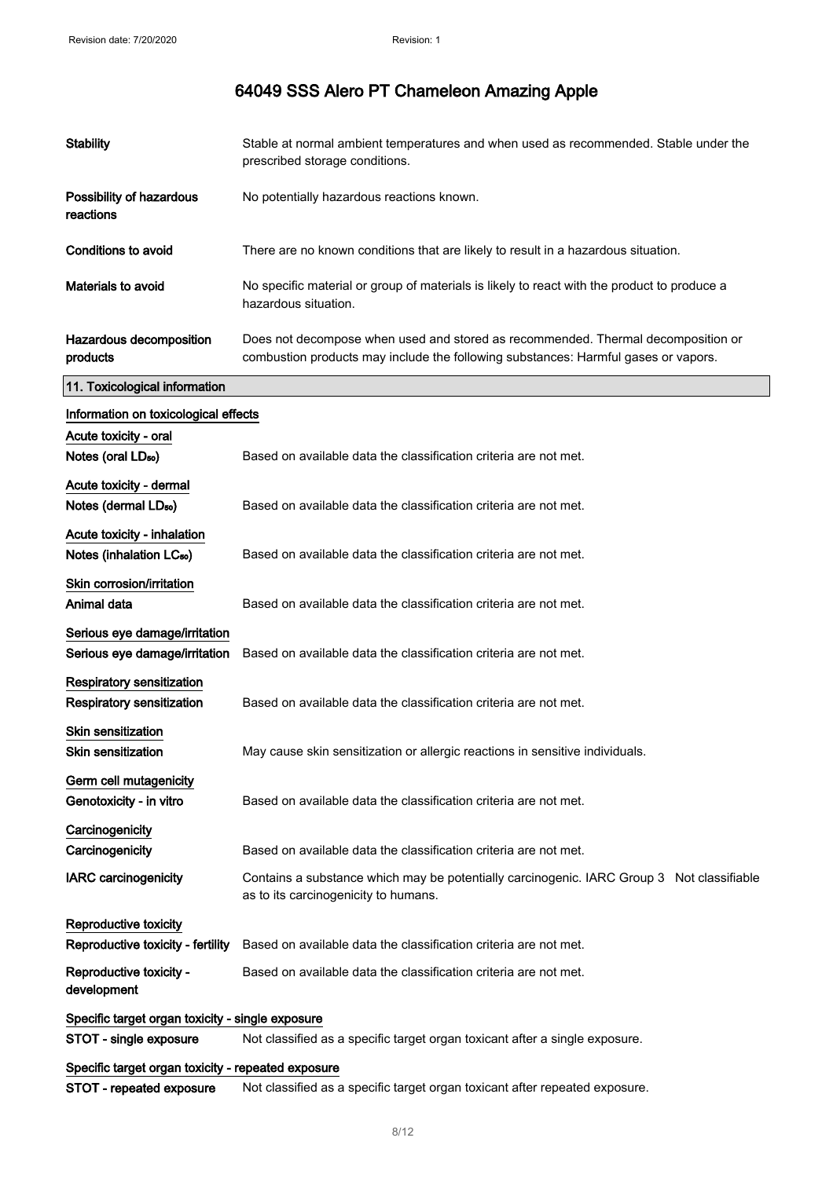# 64049 SSS Alero PT Chameleon Amazing Apple

| | |
|---|---|
| **Stability** | Stable at normal ambient temperatures and when used as recommended. Stable under the prescribed storage conditions. |
| **Possibility of hazardous reactions** | No potentially hazardous reactions known. |
| **Conditions to avoid** | There are no known conditions that are likely to result in a hazardous situation. |
| **Materials to avoid** | No specific material or group of materials is likely to react with the product to produce a hazardous situation. |
| **Hazardous decomposition products** | Does not decompose when used and stored as recommended. Thermal decomposition or combustion products may include the following substances: Harmful gases or vapors. |

## 11. Toxicological information

**Information on toxicological effects**

**Acute toxicity - oral**

| | |
|---|---|
| **Notes (oral $LD_{50}$)** | Based on available data the classification criteria are not met. |

**Acute toxicity - dermal**

| | |
|---|---|
| **Notes (dermal $LD_{50}$)** | Based on available data the classification criteria are not met. |

**Acute toxicity - inhalation**

| | |
|---|---|
| **Notes (inhalation $LC_{50}$)** | Based on available data the classification criteria are not met. |

**Skin corrosion/irritation**

| | |
|---|---|
| **Animal data** | Based on available data the classification criteria are not met. |

**Serious eye damage/irritation**

| | |
|---|---|
| **Serious eye damage/irritation** | Based on available data the classification criteria are not met. |

**Respiratory sensitization**

| | |
|---|---|
| **Respiratory sensitization** | Based on available data the classification criteria are not met. |

**Skin sensitization**

| | |
|---|---|
| **Skin sensitization** | May cause skin sensitization or allergic reactions in sensitive individuals. |

**Germ cell mutagenicity**

| | |
|---|---|
| **Genotoxicity - in vitro** | Based on available data the classification criteria are not met. |

**Carcinogenicity**

| | |
|---|---|
| **Carcinogenicity** | Based on available data the classification criteria are not met. |
| **IARC carcinogenicity** | Contains a substance which may be potentially carcinogenic. IARC Group 3 Not classifiable as to its carcinogenicity to humans. |

**Reproductive toxicity**

| | |
|---|---|
| **Reproductive toxicity - fertility** | Based on available data the classification criteria are not met. |
| **Reproductive toxicity - development** | Based on available data the classification criteria are not met. |

**Specific target organ toxicity - single exposure**

| | |
|---|---|
| **STOT - single exposure** | Not classified as a specific target organ toxicant after a single exposure. |

**Specific target organ toxicity - repeated exposure**

| | |
|---|---|
| **STOT - repeated exposure** | Not classified as a specific target organ toxicant after repeated exposure. |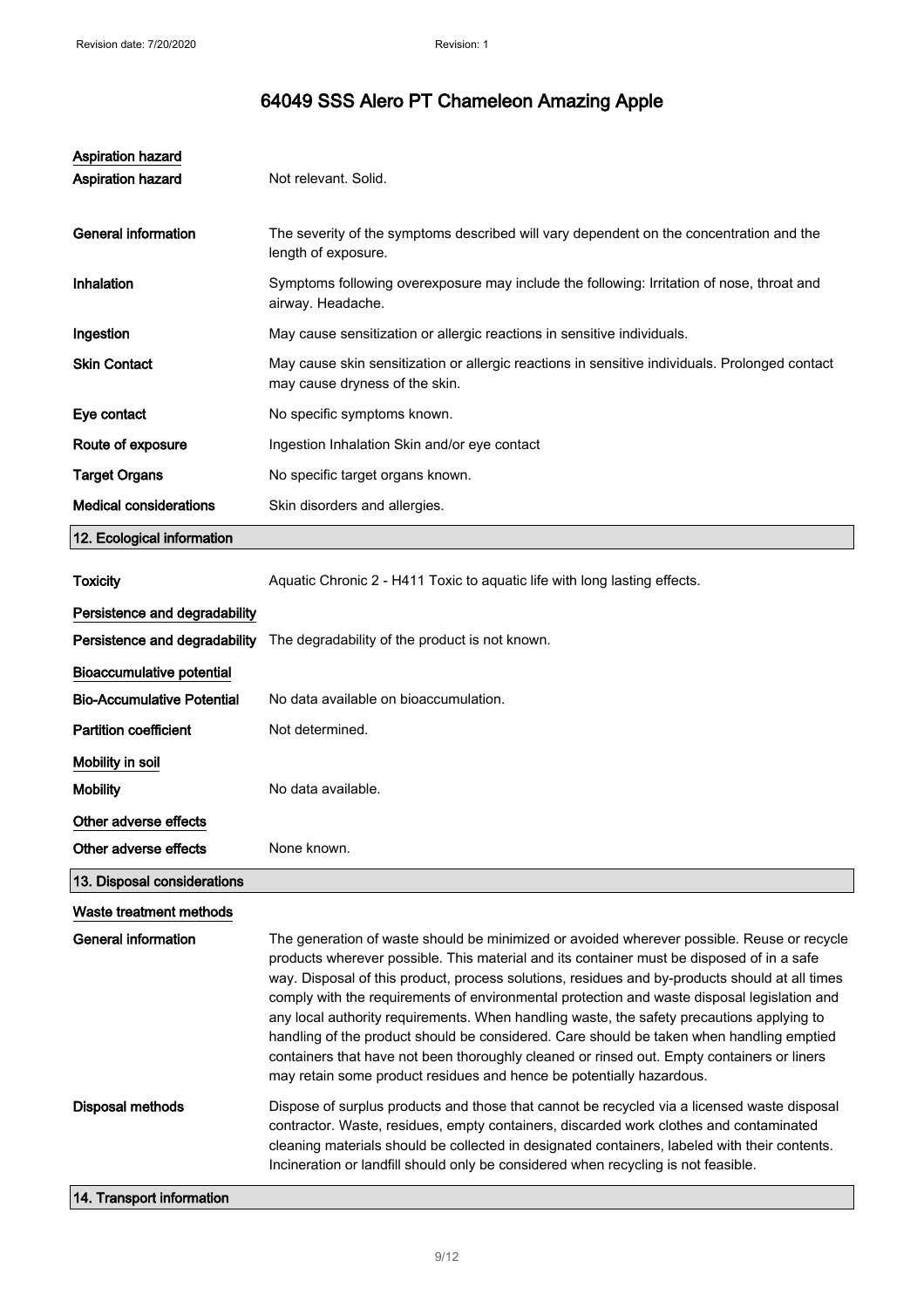# 64049 SSS Alero PT Chameleon Amazing Apple

**Aspiration hazard**

| | |
|---|---|
| **Aspiration hazard** | Not relevant. Solid. |
| **General information** | The severity of the symptoms described will vary dependent on the concentration and the length of exposure. |
| **Inhalation** | Symptoms following overexposure may include the following: Irritation of nose, throat and airway. Headache. |
| **Ingestion** | May cause sensitization or allergic reactions in sensitive individuals. |
| **Skin Contact** | May cause skin sensitization or allergic reactions in sensitive individuals. Prolonged contact may cause dryness of the skin. |
| **Eye contact** | No specific symptoms known. |
| **Route of exposure** | Ingestion Inhalation Skin and/or eye contact |
| **Target Organs** | No specific target organs known. |
| **Medical considerations** | Skin disorders and allergies. |

## 12. Ecological information

| | |
|---|---|
| **Toxicity** | Aquatic Chronic 2 - H411 Toxic to aquatic life with long lasting effects. |

**Persistence and degradability**

| | |
|---|---|
| **Persistence and degradability** | The degradability of the product is not known. |

**Bioaccumulative potential**

| | |
|---|---|
| **Bio-Accumulative Potential** | No data available on bioaccumulation. |
| **Partition coefficient** | Not determined. |

**Mobility in soil**

| | |
|---|---|
| **Mobility** | No data available. |

**Other adverse effects**

| | |
|---|---|
| **Other adverse effects** | None known. |

## 13. Disposal considerations

**Waste treatment methods**

| | |
|---|---|
| **General information** | The generation of waste should be minimized or avoided wherever possible. Reuse or recycle products wherever possible. This material and its container must be disposed of in a safe way. Disposal of this product, process solutions, residues and by-products should at all times comply with the requirements of environmental protection and waste disposal legislation and any local authority requirements. When handling waste, the safety precautions applying to handling of the product should be considered. Care should be taken when handling emptied containers that have not been thoroughly cleaned or rinsed out. Empty containers or liners may retain some product residues and hence be potentially hazardous. |
| **Disposal methods** | Dispose of surplus products and those that cannot be recycled via a licensed waste disposal contractor. Waste, residues, empty containers, discarded work clothes and contaminated cleaning materials should be collected in designated containers, labeled with their contents. Incineration or landfill should only be considered when recycling is not feasible. |

## 14. Transport information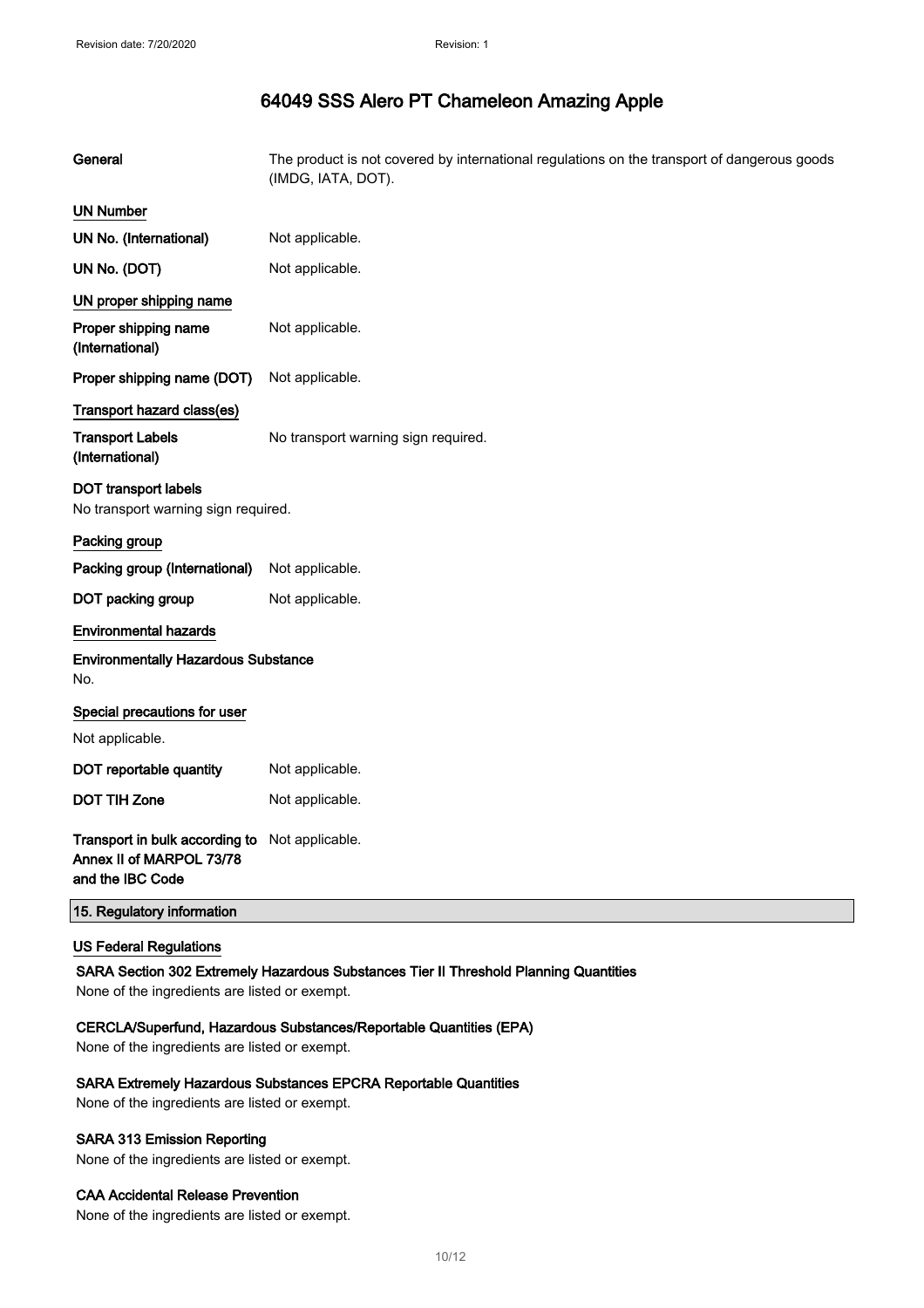| | |
|---|---|
| **General** | The product is not covered by international regulations on the transport of dangerous goods (IMDG, IATA, DOT). |

**UN Number**

| | |
|---|---|
| **UN No. (International)** | Not applicable. |
| **UN No. (DOT)** | Not applicable. |

**UN proper shipping name**

| | |
|---|---|
| **Proper shipping name (International)** | Not applicable. |
| **Proper shipping name (DOT)** | Not applicable. |

**Transport hazard class(es)**

| | |
|---|---|
| **Transport Labels (International)** | No transport warning sign required. |

**DOT transport labels**

No transport warning sign required.

**Packing group**

| | |
|---|---|
| **Packing group (International)** | Not applicable. |
| **DOT packing group** | Not applicable. |

**Environmental hazards**

**Environmentally Hazardous Substance**

No.

**Special precautions for user**

Not applicable.

| | |
|---|---|
| **DOT reportable quantity** | Not applicable. |
| **DOT TIH Zone** | Not applicable. |
| **Transport in bulk according to Annex II of MARPOL 73/78 and the IBC Code** | Not applicable. |

## 15. Regulatory information

**US Federal Regulations**

**SARA Section 302 Extremely Hazardous Substances Tier II Threshold Planning Quantities**

None of the ingredients are listed or exempt.

**CERCLA/Superfund, Hazardous Substances/Reportable Quantities (EPA)**

None of the ingredients are listed or exempt.

**SARA Extremely Hazardous Substances EPCRA Reportable Quantities**

None of the ingredients are listed or exempt.

**SARA 313 Emission Reporting**

None of the ingredients are listed or exempt.

**CAA Accidental Release Prevention**

None of the ingredients are listed or exempt.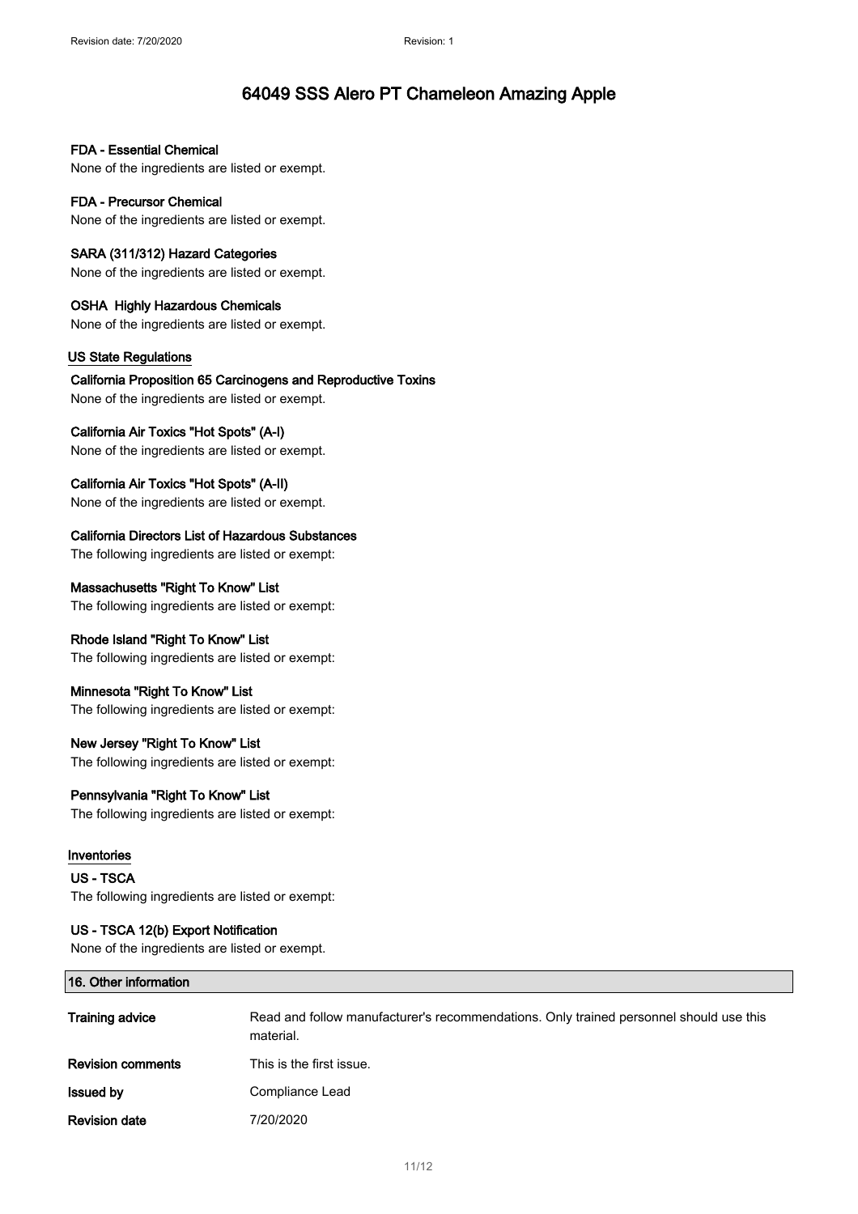# 64049 SSS Alero PT Chameleon Amazing Apple

**FDA - Essential Chemical**

None of the ingredients are listed or exempt.

**FDA - Precursor Chemical**

None of the ingredients are listed or exempt.

**SARA (311/312) Hazard Categories**

None of the ingredients are listed or exempt.

**OSHA Highly Hazardous Chemicals**

None of the ingredients are listed or exempt.

### US State Regulations

**California Proposition 65 Carcinogens and Reproductive Toxins**

None of the ingredients are listed or exempt.

**California Air Toxics "Hot Spots" (A-I)**

None of the ingredients are listed or exempt.

**California Air Toxics "Hot Spots" (A-II)**

None of the ingredients are listed or exempt.

**California Directors List of Hazardous Substances**

The following ingredients are listed or exempt:

**Massachusetts "Right To Know" List**

The following ingredients are listed or exempt:

**Rhode Island "Right To Know" List**

The following ingredients are listed or exempt:

**Minnesota "Right To Know" List**

The following ingredients are listed or exempt:

**New Jersey "Right To Know" List**

The following ingredients are listed or exempt:

**Pennsylvania "Right To Know" List**

The following ingredients are listed or exempt:

### Inventories

**US - TSCA**

The following ingredients are listed or exempt:

**US - TSCA 12(b) Export Notification**

None of the ingredients are listed or exempt.

## 16. Other information

| | |
|---|---|
| **Training advice** | Read and follow manufacturer's recommendations. Only trained personnel should use this material. |
| **Revision comments** | This is the first issue. |
| **Issued by** | Compliance Lead |
| **Revision date** | 7/20/2020 |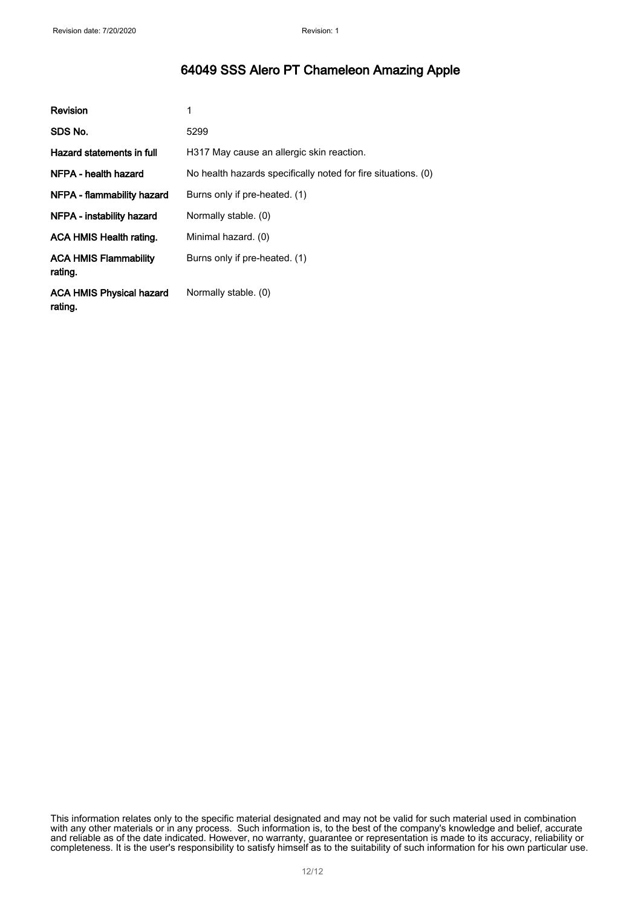# 64049 SSS Alero PT Chameleon Amazing Apple

| | |
|---|---|
| **Revision** | 1 |
| **SDS No.** | 5299 |
| **Hazard statements in full** | H317 May cause an allergic skin reaction. |
| **NFPA - health hazard** | No health hazards specifically noted for fire situations. (0) |
| **NFPA - flammability hazard** | Burns only if pre-heated. (1) |
| **NFPA - instability hazard** | Normally stable. (0) |
| **ACA HMIS Health rating.** | Minimal hazard. (0) |
| **ACA HMIS Flammability rating.** | Burns only if pre-heated. (1) |
| **ACA HMIS Physical hazard rating.** | Normally stable. (0) |

This information relates only to the specific material designated and may not be valid for such material used in combination with any other materials or in any process. Such information is, to the best of the company's knowledge and belief, accurate and reliable as of the date indicated. However, no warranty, guarantee or representation is made to its accuracy, reliability or completeness. It is the user's responsibility to satisfy himself as to the suitability of such information for his own particular use.